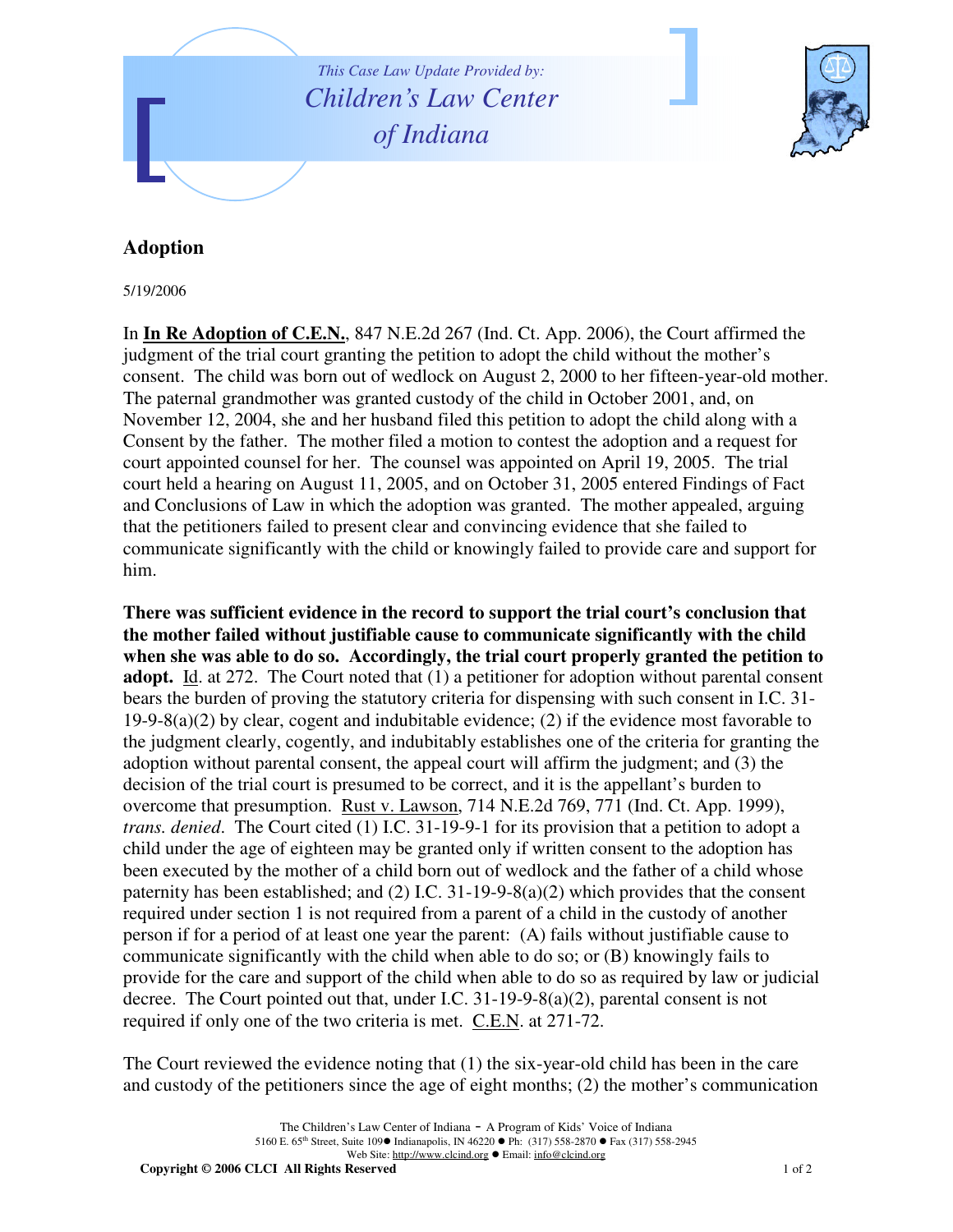*This Case Law Update Provided by:*

*Children's Law Center of Indiana*

## Adoption

5/19/2006

In **In Re Adoption of C.E.N.**, 847 N.E.2d 267 (Ind. Ct. App. 2006), the Court affirmed the judgment of the trial court granting the petition to adopt the child without the mother's consent. The child was born out of wedlock on August 2, 2000 to her fifteen-year-old mother. The paternal grandmother was granted custody of the child in October 2001, and, on November 12, 2004, she and her husband filed this petition to adopt the child along with a Consent by the father. The mother filed a motion to contest the adoption and a request for court appointed counsel for her. The counsel was appointed on April 19, 2005. The trial court held a hearing on August 11, 2005, and on October 31, 2005 entered Findings of Fact and Conclusions of Law in which the adoption was granted. The mother appealed, arguing that the petitioners failed to present clear and convincing evidence that she failed to communicate significantly with the child or knowingly failed to provide care and support for him.

**There was sufficient evidence in the record to support the trial court's conclusion that the mother failed without justifiable cause to communicate significantly with the child when she was able to do so. Accordingly, the trial court properly granted the petition to adopt.** Id. at 272. The Court noted that (1) a petitioner for adoption without parental consent bears the burden of proving the statutory criteria for dispensing with such consent in I.C. 31-19-9-8(a)(2) by clear, cogent and indubitable evidence; (2) if the evidence most favorable to the judgment clearly, cogently, and indubitably establishes one of the criteria for granting the adoption without parental consent, the appeal court will affirm the judgment; and (3) the decision of the trial court is presumed to be correct, and it is the appellant's burden to overcome that presumption. Rust v. Lawson, 714 N.E.2d 769, 771 (Ind. Ct. App. 1999), *trans. denied*. The Court cited (1) I.C. 31-19-9-1 for its provision that a petition to adopt a child under the age of eighteen may be granted only if written consent to the adoption has been executed by the mother of a child born out of wedlock and the father of a child whose paternity has been established; and (2) I.C. 31-19-9-8(a)(2) which provides that the consent required under section 1 is not required from a parent of a child in the custody of another person if for a period of at least one year the parent: (A) fails without justifiable cause to communicate significantly with the child when able to do so; or (B) knowingly fails to provide for the care and support of the child when able to do so as required by law or judicial decree. The Court pointed out that, under I.C. 31-19-9-8(a)(2), parental consent is not required if only one of the two criteria is met. C.E.N. at 271-72.

The Court reviewed the evidence noting that (1) the six-year-old child has been in the care and custody of the petitioners since the age of eight months; (2) the mother's communication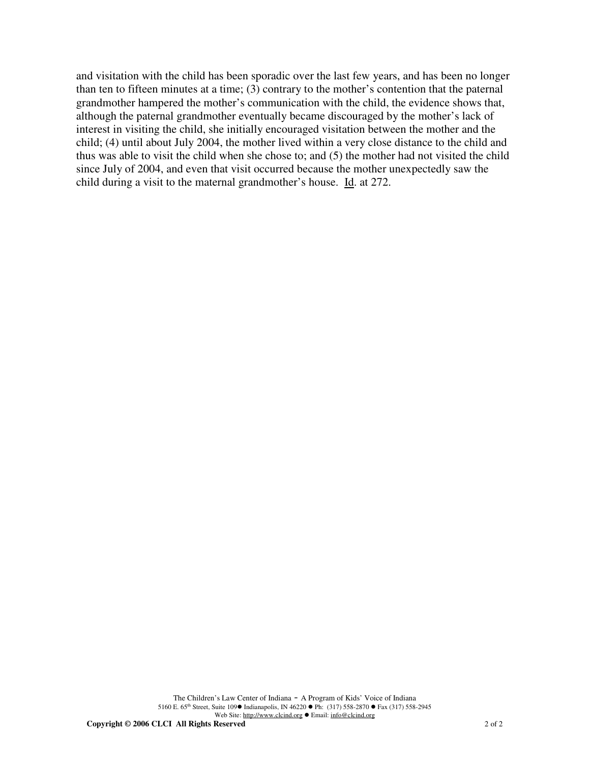and visitation with the child has been sporadic over the last few years, and has been no longer than ten to fifteen minutes at a time; (3) contrary to the mother's contention that the paternal grandmother hampered the mother's communication with the child, the evidence shows that, although the paternal grandmother eventually became discouraged by the mother's lack of interest in visiting the child, she initially encouraged visitation between the mother and the child; (4) until about July 2004, the mother lived within a very close distance to the child and thus was able to visit the child when she chose to; and (5) the mother had not visited the child since July of 2004, and even that visit occurred because the mother unexpectedly saw the child during a visit to the maternal grandmother's house. Id. at 272.